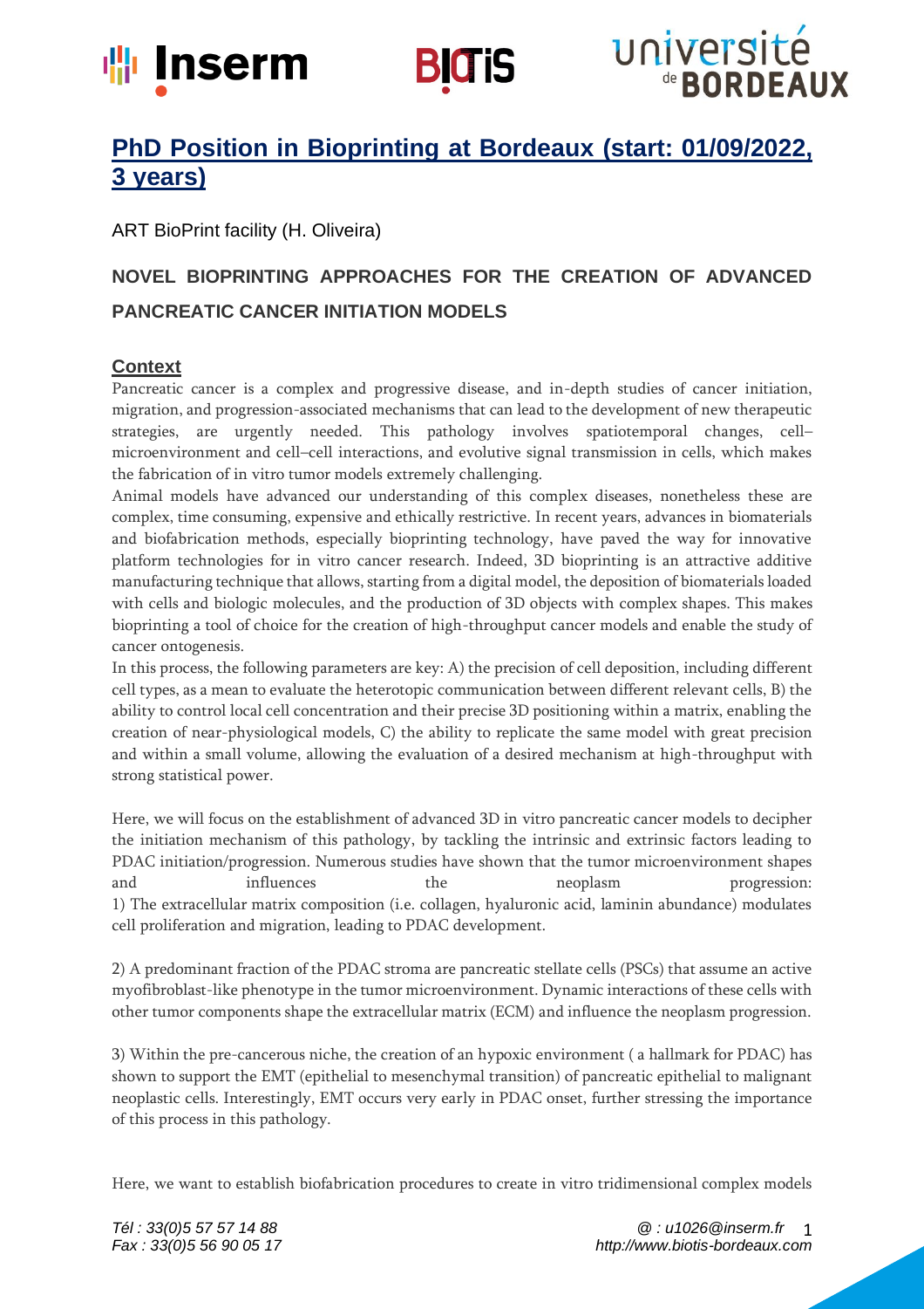# PhD Position in Bioprinting at Bordeaux (start: 01/09/2022, 3 years)

ART BioPrint facility (H. Oliveira)

## NOVEL BIOPRINTING APPROACHES FOR THE CREATION OF ADVANCED PANCREATIC CANCER INITIATION MODELS

### Context

Pancreatic cancer is a complex and progressive disease, and in-depth studies of cancer initiation, migration, and progression-associated mechanisms that can lead to the development of new therapeutic strategies, are urgently needed. This pathology involves spatiotemporal changes, cell–microenvironment and cell–cell interactions, and evolutive signal transmission in cells, which makes the fabrication of in vitro tumor models extremely challenging.

Animal models have advanced our understanding of this complex diseases, nonetheless these are complex, time consuming, expensive and ethically restrictive. In recent years, advances in biomaterials and biofabrication methods, especially bioprinting technology, have paved the way for innovative platform technologies for in vitro cancer research. Indeed, 3D bioprinting is an attractive additive manufacturing technique that allows, starting from a digital model, the deposition of biomaterials loaded with cells and biologic molecules, and the production of 3D objects with complex shapes. This makes bioprinting a tool of choice for the creation of high-throughput cancer models and enable the study of cancer ontogenesis.

In this process, the following parameters are key: A) the precision of cell deposition, including different cell types, as a mean to evaluate the heterotopic communication between different relevant cells, B) the ability to control local cell concentration and their precise 3D positioning within a matrix, enabling the creation of near-physiological models, C) the ability to replicate the same model with great precision and within a small volume, allowing the evaluation of a desired mechanism at high-throughput with strong statistical power.

Here, we will focus on the establishment of advanced 3D in vitro pancreatic cancer models to decipher the initiation mechanism of this pathology, by tackling the intrinsic and extrinsic factors leading to PDAC initiation/progression. Numerous studies have shown that the tumor microenvironment shapes and influences the neoplasm progression:
1) The extracellular matrix composition (i.e. collagen, hyaluronic acid, laminin abundance) modulates cell proliferation and migration, leading to PDAC development.

2) A predominant fraction of the PDAC stroma are pancreatic stellate cells (PSCs) that assume an active myofibroblast-like phenotype in the tumor microenvironment. Dynamic interactions of these cells with other tumor components shape the extracellular matrix (ECM) and influence the neoplasm progression.

3) Within the pre-cancerous niche, the creation of an hypoxic environment ( a hallmark for PDAC) has shown to support the EMT (epithelial to mesenchymal transition) of pancreatic epithelial to malignant neoplastic cells. Interestingly, EMT occurs very early in PDAC onset, further stressing the importance of this process in this pathology.

Here, we want to establish biofabrication procedures to create in vitro tridimensional complex models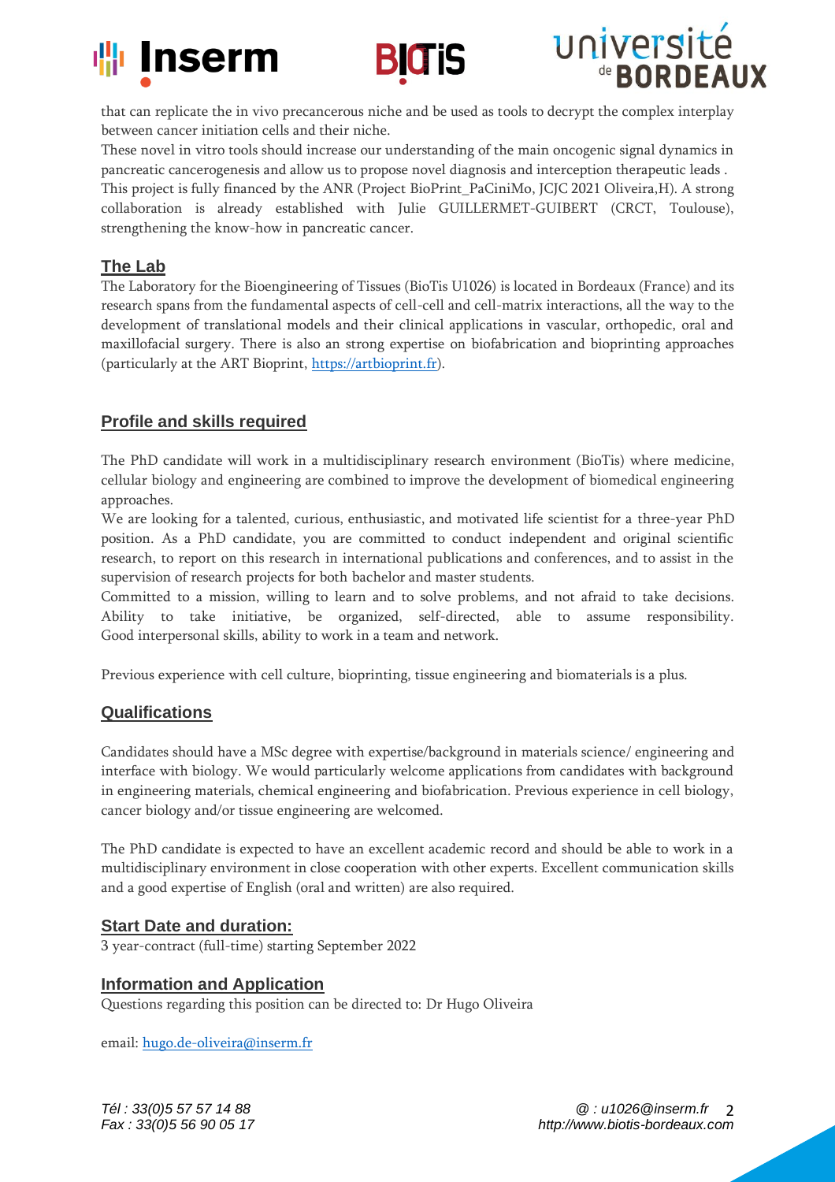that can replicate the in vivo precancerous niche and be used as tools to decrypt the complex interplay between cancer initiation cells and their niche.

These novel in vitro tools should increase our understanding of the main oncogenic signal dynamics in pancreatic cancerogenesis and allow us to propose novel diagnosis and interception therapeutic leads .

This project is fully financed by the ANR (Project BioPrint_PaCiniMo, JCJC 2021 Oliveira,H). A strong collaboration is already established with Julie GUILLERMET-GUIBERT (CRCT, Toulouse), strengthening the know-how in pancreatic cancer.

## The Lab

The Laboratory for the Bioengineering of Tissues (BioTis U1026) is located in Bordeaux (France) and its research spans from the fundamental aspects of cell-cell and cell-matrix interactions, all the way to the development of translational models and their clinical applications in vascular, orthopedic, oral and maxillofacial surgery. There is also an strong expertise on biofabrication and bioprinting approaches (particularly at the ART Bioprint, https://artbioprint.fr).

## Profile and skills required

The PhD candidate will work in a multidisciplinary research environment (BioTis) where medicine, cellular biology and engineering are combined to improve the development of biomedical engineering approaches.

We are looking for a talented, curious, enthusiastic, and motivated life scientist for a three-year PhD position. As a PhD candidate, you are committed to conduct independent and original scientific research, to report on this research in international publications and conferences, and to assist in the supervision of research projects for both bachelor and master students.

Committed to a mission, willing to learn and to solve problems, and not afraid to take decisions. Ability to take initiative, be organized, self-directed, able to assume responsibility. Good interpersonal skills, ability to work in a team and network.

Previous experience with cell culture, bioprinting, tissue engineering and biomaterials is a plus.

## Qualifications

Candidates should have a MSc degree with expertise/background in materials science/ engineering and interface with biology. We would particularly welcome applications from candidates with background in engineering materials, chemical engineering and biofabrication. Previous experience in cell biology, cancer biology and/or tissue engineering are welcomed.

The PhD candidate is expected to have an excellent academic record and should be able to work in a multidisciplinary environment in close cooperation with other experts. Excellent communication skills and a good expertise of English (oral and written) are also required.

## Start Date and duration:

3 year-contract (full-time) starting September 2022

## Information and Application

Questions regarding this position can be directed to: Dr Hugo Oliveira

email: hugo.de-oliveira@inserm.fr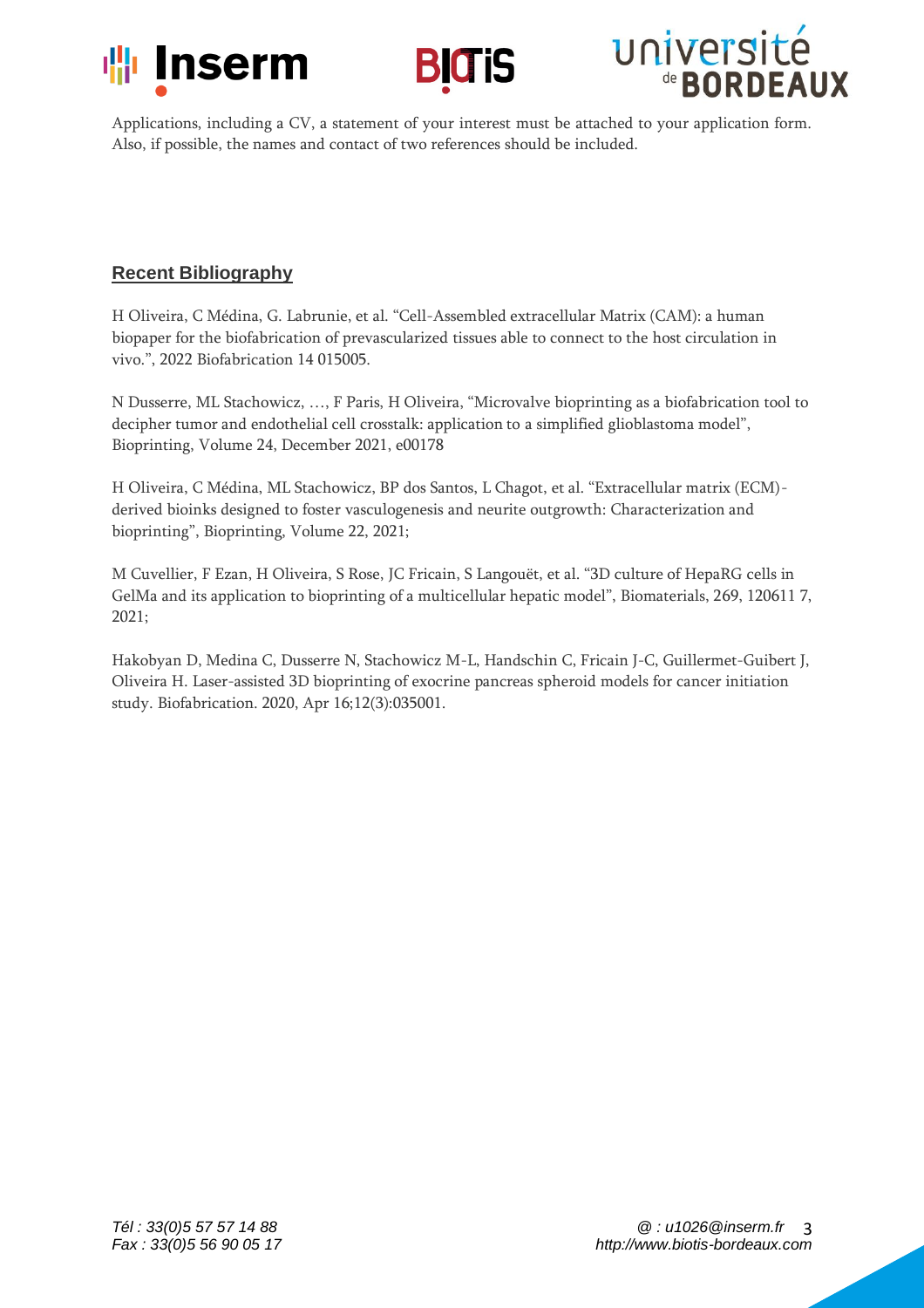Applications, including a CV, a statement of your interest must be attached to your application form. Also, if possible, the names and contact of two references should be included.

## Recent Bibliography

H Oliveira, C Médina, G. Labrunie, et al. "Cell-Assembled extracellular Matrix (CAM): a human biopaper for the biofabrication of prevascularized tissues able to connect to the host circulation in vivo.", 2022 Biofabrication 14 015005.

N Dusserre, ML Stachowicz, …, F Paris, H Oliveira, "Microvalve bioprinting as a biofabrication tool to decipher tumor and endothelial cell crosstalk: application to a simplified glioblastoma model", Bioprinting, Volume 24, December 2021, e00178

H Oliveira, C Médina, ML Stachowicz, BP dos Santos, L Chagot, et al. "Extracellular matrix (ECM)-derived bioinks designed to foster vasculogenesis and neurite outgrowth: Characterization and bioprinting", Bioprinting, Volume 22, 2021;

M Cuvellier, F Ezan, H Oliveira, S Rose, JC Fricain, S Langouët, et al. "3D culture of HepaRG cells in GelMa and its application to bioprinting of a multicellular hepatic model", Biomaterials, 269, 120611 7, 2021;

Hakobyan D, Medina C, Dusserre N, Stachowicz M-L, Handschin C, Fricain J-C, Guillermet-Guibert J, Oliveira H. Laser-assisted 3D bioprinting of exocrine pancreas spheroid models for cancer initiation study. Biofabrication. 2020, Apr 16;12(3):035001.

*Tél : 33(0)5 57 57 14 88*
*Fax : 33(0)5 56 90 05 17*

*@ : u1026@inserm.fr*
*http://www.biotis-bordeaux.com*